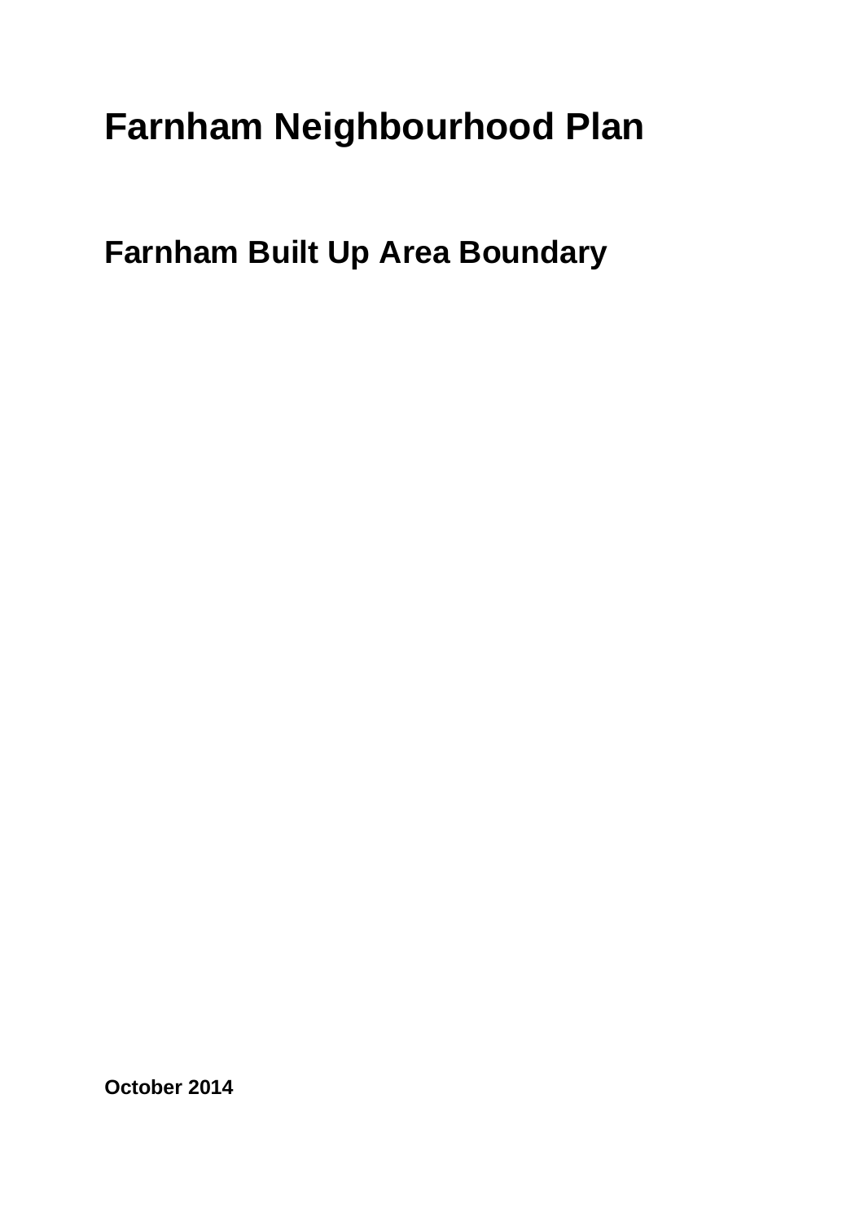# Farnham Neighbourhood Plan

## Farnham Built Up Area Boundary

**October 2014**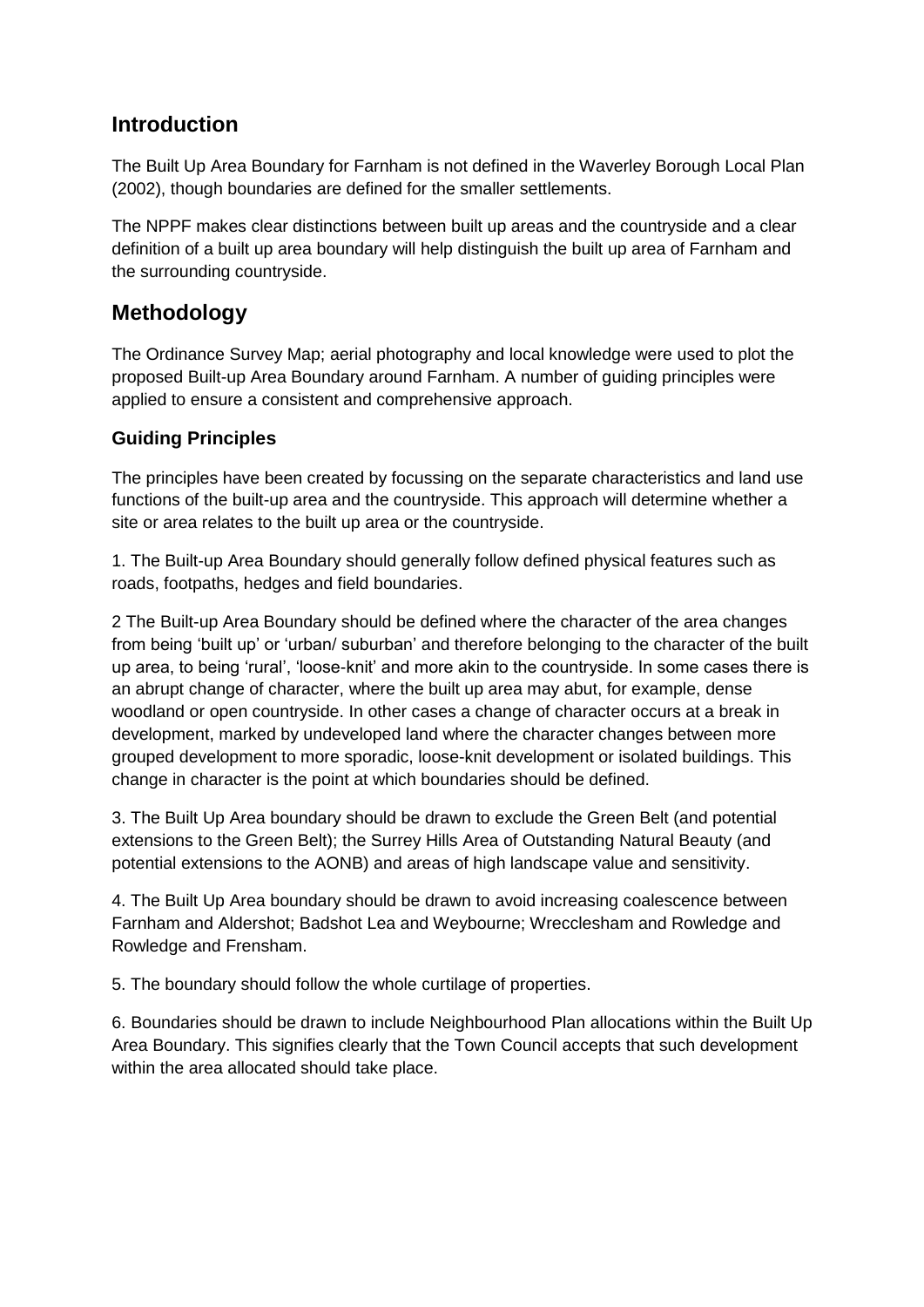## Introduction

The Built Up Area Boundary for Farnham is not defined in the Waverley Borough Local Plan (2002), though boundaries are defined for the smaller settlements.

The NPPF makes clear distinctions between built up areas and the countryside and a clear definition of a built up area boundary will help distinguish the built up area of Farnham and the surrounding countryside.

## Methodology

The Ordinance Survey Map; aerial photography and local knowledge were used to plot the proposed Built-up Area Boundary around Farnham. A number of guiding principles were applied to ensure a consistent and comprehensive approach.

### Guiding Principles

The principles have been created by focussing on the separate characteristics and land use functions of the built-up area and the countryside. This approach will determine whether a site or area relates to the built up area or the countryside.

1. The Built-up Area Boundary should generally follow defined physical features such as roads, footpaths, hedges and field boundaries.

2 The Built-up Area Boundary should be defined where the character of the area changes from being 'built up' or 'urban/ suburban' and therefore belonging to the character of the built up area, to being 'rural', 'loose-knit' and more akin to the countryside. In some cases there is an abrupt change of character, where the built up area may abut, for example, dense woodland or open countryside. In other cases a change of character occurs at a break in development, marked by undeveloped land where the character changes between more grouped development to more sporadic, loose-knit development or isolated buildings. This change in character is the point at which boundaries should be defined.

3. The Built Up Area boundary should be drawn to exclude the Green Belt (and potential extensions to the Green Belt); the Surrey Hills Area of Outstanding Natural Beauty (and potential extensions to the AONB) and areas of high landscape value and sensitivity.

4. The Built Up Area boundary should be drawn to avoid increasing coalescence between Farnham and Aldershot; Badshot Lea and Weybourne; Wrecclesham and Rowledge and Rowledge and Frensham.

5. The boundary should follow the whole curtilage of properties.

6. Boundaries should be drawn to include Neighbourhood Plan allocations within the Built Up Area Boundary. This signifies clearly that the Town Council accepts that such development within the area allocated should take place.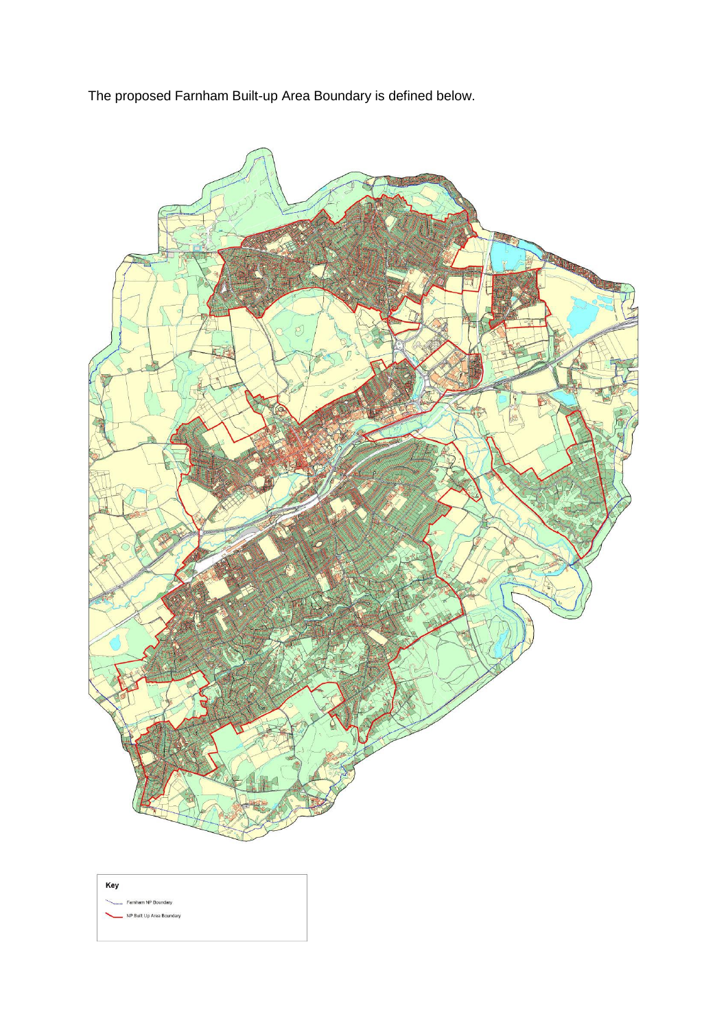The proposed Farnham Built-up Area Boundary is defined below.

Key

Farnham NP Boundary

NP Built Up Area Boundary